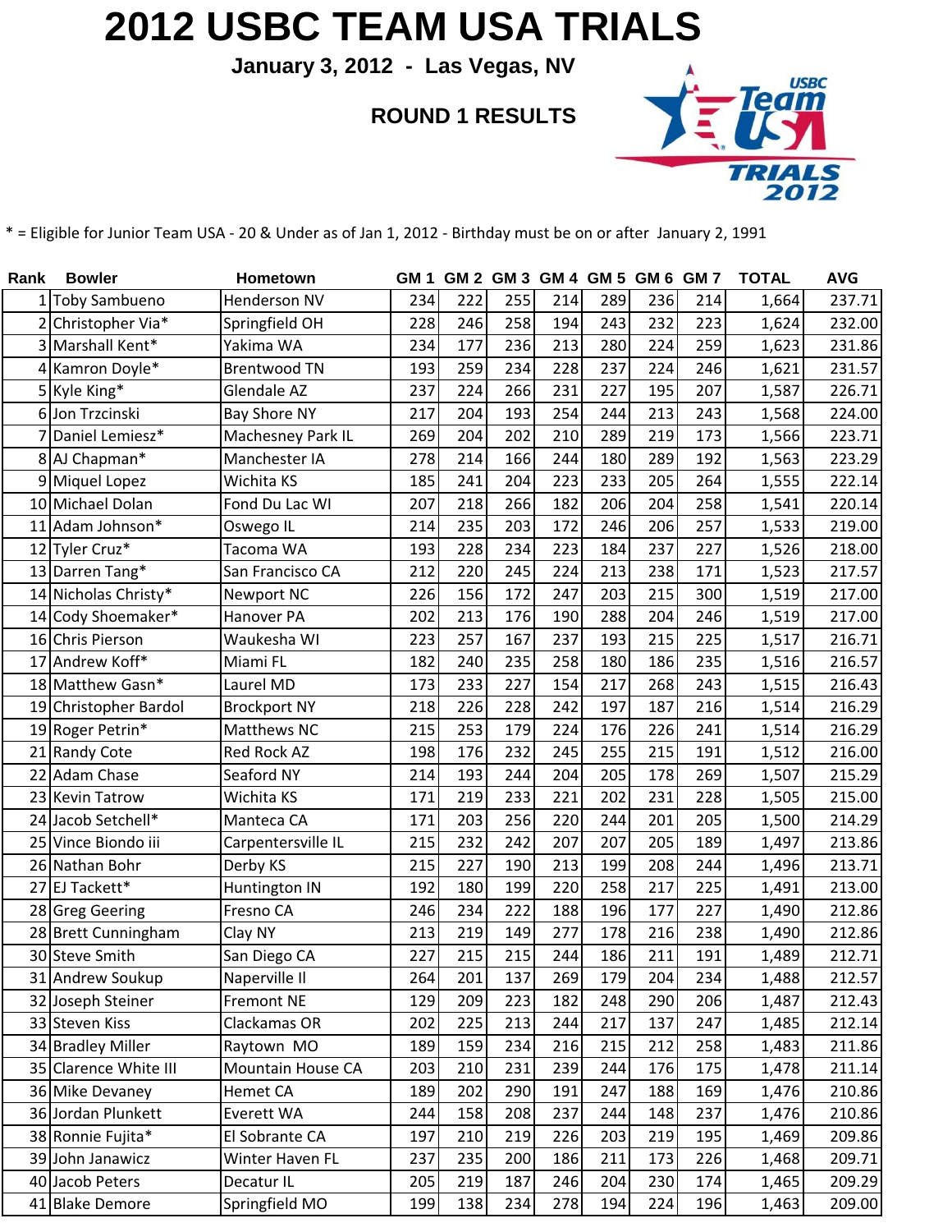# 2012 USBC TEAM USA TRIALS

**January 3, 2012 - Las Vegas, NV**

## ROUND 1 RESULTS

* = Eligible for Junior Team USA - 20 & Under as of Jan 1, 2012 - Birthday must be on or after January 2, 1991

| Rank | Bowler | Hometown | GM 1 | GM 2 | GM 3 | GM 4 | GM 5 | GM 6 | GM 7 | TOTAL | AVG |
|---|---|---|---|---|---|---|---|---|---|---|---|
| 1 | Toby Sambueno | Henderson NV | 234 | 222 | 255 | 214 | 289 | 236 | 214 | 1,664 | 237.71 |
| 2 | Christopher Via* | Springfield OH | 228 | 246 | 258 | 194 | 243 | 232 | 223 | 1,624 | 232.00 |
| 3 | Marshall Kent* | Yakima WA | 234 | 177 | 236 | 213 | 280 | 224 | 259 | 1,623 | 231.86 |
| 4 | Kamron Doyle* | Brentwood TN | 193 | 259 | 234 | 228 | 237 | 224 | 246 | 1,621 | 231.57 |
| 5 | Kyle King* | Glendale AZ | 237 | 224 | 266 | 231 | 227 | 195 | 207 | 1,587 | 226.71 |
| 6 | Jon Trzcinski | Bay Shore NY | 217 | 204 | 193 | 254 | 244 | 213 | 243 | 1,568 | 224.00 |
| 7 | Daniel Lemiesz* | Machesney Park IL | 269 | 204 | 202 | 210 | 289 | 219 | 173 | 1,566 | 223.71 |
| 8 | AJ Chapman* | Manchester IA | 278 | 214 | 166 | 244 | 180 | 289 | 192 | 1,563 | 223.29 |
| 9 | Miquel Lopez | Wichita KS | 185 | 241 | 204 | 223 | 233 | 205 | 264 | 1,555 | 222.14 |
| 10 | Michael Dolan | Fond Du Lac WI | 207 | 218 | 266 | 182 | 206 | 204 | 258 | 1,541 | 220.14 |
| 11 | Adam Johnson* | Oswego IL | 214 | 235 | 203 | 172 | 246 | 206 | 257 | 1,533 | 219.00 |
| 12 | Tyler Cruz* | Tacoma WA | 193 | 228 | 234 | 223 | 184 | 237 | 227 | 1,526 | 218.00 |
| 13 | Darren Tang* | San Francisco CA | 212 | 220 | 245 | 224 | 213 | 238 | 171 | 1,523 | 217.57 |
| 14 | Nicholas Christy* | Newport NC | 226 | 156 | 172 | 247 | 203 | 215 | 300 | 1,519 | 217.00 |
| 14 | Cody Shoemaker* | Hanover PA | 202 | 213 | 176 | 190 | 288 | 204 | 246 | 1,519 | 217.00 |
| 16 | Chris Pierson | Waukesha WI | 223 | 257 | 167 | 237 | 193 | 215 | 225 | 1,517 | 216.71 |
| 17 | Andrew Koff* | Miami FL | 182 | 240 | 235 | 258 | 180 | 186 | 235 | 1,516 | 216.57 |
| 18 | Matthew Gasn* | Laurel MD | 173 | 233 | 227 | 154 | 217 | 268 | 243 | 1,515 | 216.43 |
| 19 | Christopher Bardol | Brockport NY | 218 | 226 | 228 | 242 | 197 | 187 | 216 | 1,514 | 216.29 |
| 19 | Roger Petrin* | Matthews NC | 215 | 253 | 179 | 224 | 176 | 226 | 241 | 1,514 | 216.29 |
| 21 | Randy Cote | Red Rock AZ | 198 | 176 | 232 | 245 | 255 | 215 | 191 | 1,512 | 216.00 |
| 22 | Adam Chase | Seaford NY | 214 | 193 | 244 | 204 | 205 | 178 | 269 | 1,507 | 215.29 |
| 23 | Kevin Tatrow | Wichita KS | 171 | 219 | 233 | 221 | 202 | 231 | 228 | 1,505 | 215.00 |
| 24 | Jacob Setchell* | Manteca CA | 171 | 203 | 256 | 220 | 244 | 201 | 205 | 1,500 | 214.29 |
| 25 | Vince Biondo iii | Carpentersville IL | 215 | 232 | 242 | 207 | 207 | 205 | 189 | 1,497 | 213.86 |
| 26 | Nathan Bohr | Derby KS | 215 | 227 | 190 | 213 | 199 | 208 | 244 | 1,496 | 213.71 |
| 27 | EJ Tackett* | Huntington IN | 192 | 180 | 199 | 220 | 258 | 217 | 225 | 1,491 | 213.00 |
| 28 | Greg Geering | Fresno CA | 246 | 234 | 222 | 188 | 196 | 177 | 227 | 1,490 | 212.86 |
| 28 | Brett Cunningham | Clay NY | 213 | 219 | 149 | 277 | 178 | 216 | 238 | 1,490 | 212.86 |
| 30 | Steve Smith | San Diego CA | 227 | 215 | 215 | 244 | 186 | 211 | 191 | 1,489 | 212.71 |
| 31 | Andrew Soukup | Naperville Il | 264 | 201 | 137 | 269 | 179 | 204 | 234 | 1,488 | 212.57 |
| 32 | Joseph Steiner | Fremont NE | 129 | 209 | 223 | 182 | 248 | 290 | 206 | 1,487 | 212.43 |
| 33 | Steven Kiss | Clackamas OR | 202 | 225 | 213 | 244 | 217 | 137 | 247 | 1,485 | 212.14 |
| 34 | Bradley Miller | Raytown MO | 189 | 159 | 234 | 216 | 215 | 212 | 258 | 1,483 | 211.86 |
| 35 | Clarence White III | Mountain House CA | 203 | 210 | 231 | 239 | 244 | 176 | 175 | 1,478 | 211.14 |
| 36 | Mike Devaney | Hemet CA | 189 | 202 | 290 | 191 | 247 | 188 | 169 | 1,476 | 210.86 |
| 36 | Jordan Plunkett | Everett WA | 244 | 158 | 208 | 237 | 244 | 148 | 237 | 1,476 | 210.86 |
| 38 | Ronnie Fujita* | El Sobrante CA | 197 | 210 | 219 | 226 | 203 | 219 | 195 | 1,469 | 209.86 |
| 39 | John Janawicz | Winter Haven FL | 237 | 235 | 200 | 186 | 211 | 173 | 226 | 1,468 | 209.71 |
| 40 | Jacob Peters | Decatur IL | 205 | 219 | 187 | 246 | 204 | 230 | 174 | 1,465 | 209.29 |
| 41 | Blake Demore | Springfield MO | 199 | 138 | 234 | 278 | 194 | 224 | 196 | 1,463 | 209.00 |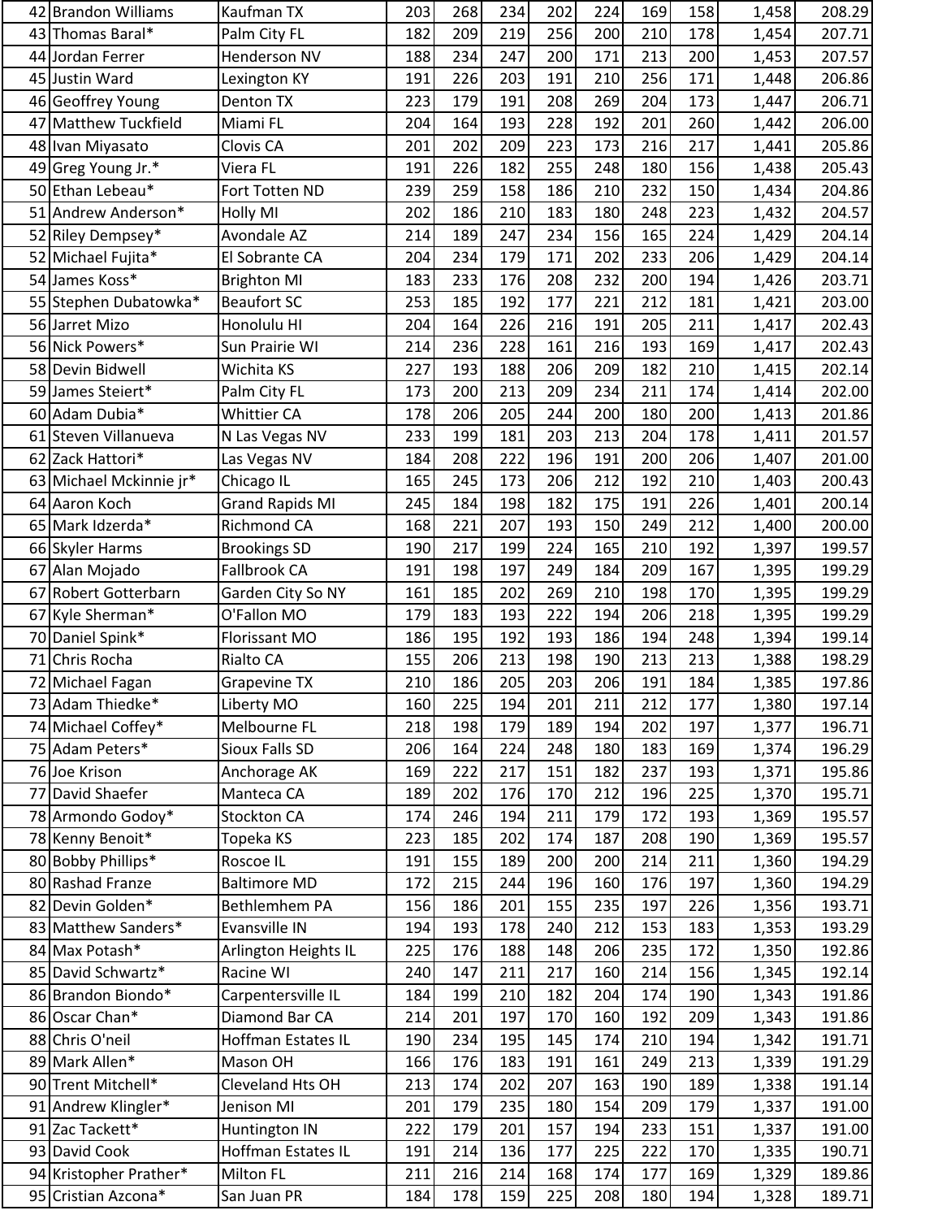| | | | | | | | | | | |
|---|---|---|---|---|---|---|---|---|---|---|
| 42 | Brandon Williams | Kaufman TX | 203 | 268 | 234 | 202 | 224 | 169 | 158 | 1,458 | 208.29 |
| 43 | Thomas Baral* | Palm City FL | 182 | 209 | 219 | 256 | 200 | 210 | 178 | 1,454 | 207.71 |
| 44 | Jordan Ferrer | Henderson NV | 188 | 234 | 247 | 200 | 171 | 213 | 200 | 1,453 | 207.57 |
| 45 | Justin Ward | Lexington KY | 191 | 226 | 203 | 191 | 210 | 256 | 171 | 1,448 | 206.86 |
| 46 | Geoffrey Young | Denton TX | 223 | 179 | 191 | 208 | 269 | 204 | 173 | 1,447 | 206.71 |
| 47 | Matthew Tuckfield | Miami FL | 204 | 164 | 193 | 228 | 192 | 201 | 260 | 1,442 | 206.00 |
| 48 | Ivan Miyasato | Clovis CA | 201 | 202 | 209 | 223 | 173 | 216 | 217 | 1,441 | 205.86 |
| 49 | Greg Young Jr.* | Viera FL | 191 | 226 | 182 | 255 | 248 | 180 | 156 | 1,438 | 205.43 |
| 50 | Ethan Lebeau* | Fort Totten ND | 239 | 259 | 158 | 186 | 210 | 232 | 150 | 1,434 | 204.86 |
| 51 | Andrew Anderson* | Holly MI | 202 | 186 | 210 | 183 | 180 | 248 | 223 | 1,432 | 204.57 |
| 52 | Riley Dempsey* | Avondale AZ | 214 | 189 | 247 | 234 | 156 | 165 | 224 | 1,429 | 204.14 |
| 52 | Michael Fujita* | El Sobrante CA | 204 | 234 | 179 | 171 | 202 | 233 | 206 | 1,429 | 204.14 |
| 54 | James Koss* | Brighton MI | 183 | 233 | 176 | 208 | 232 | 200 | 194 | 1,426 | 203.71 |
| 55 | Stephen Dubatowka* | Beaufort SC | 253 | 185 | 192 | 177 | 221 | 212 | 181 | 1,421 | 203.00 |
| 56 | Jarret Mizo | Honolulu HI | 204 | 164 | 226 | 216 | 191 | 205 | 211 | 1,417 | 202.43 |
| 56 | Nick Powers* | Sun Prairie WI | 214 | 236 | 228 | 161 | 216 | 193 | 169 | 1,417 | 202.43 |
| 58 | Devin Bidwell | Wichita KS | 227 | 193 | 188 | 206 | 209 | 182 | 210 | 1,415 | 202.14 |
| 59 | James Steiert* | Palm City FL | 173 | 200 | 213 | 209 | 234 | 211 | 174 | 1,414 | 202.00 |
| 60 | Adam Dubia* | Whittier CA | 178 | 206 | 205 | 244 | 200 | 180 | 200 | 1,413 | 201.86 |
| 61 | Steven Villanueva | N Las Vegas NV | 233 | 199 | 181 | 203 | 213 | 204 | 178 | 1,411 | 201.57 |
| 62 | Zack Hattori* | Las Vegas NV | 184 | 208 | 222 | 196 | 191 | 200 | 206 | 1,407 | 201.00 |
| 63 | Michael Mckinnie jr* | Chicago IL | 165 | 245 | 173 | 206 | 212 | 192 | 210 | 1,403 | 200.43 |
| 64 | Aaron Koch | Grand Rapids MI | 245 | 184 | 198 | 182 | 175 | 191 | 226 | 1,401 | 200.14 |
| 65 | Mark Idzerda* | Richmond CA | 168 | 221 | 207 | 193 | 150 | 249 | 212 | 1,400 | 200.00 |
| 66 | Skyler Harms | Brookings SD | 190 | 217 | 199 | 224 | 165 | 210 | 192 | 1,397 | 199.57 |
| 67 | Alan Mojado | Fallbrook CA | 191 | 198 | 197 | 249 | 184 | 209 | 167 | 1,395 | 199.29 |
| 67 | Robert Gotterbarn | Garden City So NY | 161 | 185 | 202 | 269 | 210 | 198 | 170 | 1,395 | 199.29 |
| 67 | Kyle Sherman* | O'Fallon MO | 179 | 183 | 193 | 222 | 194 | 206 | 218 | 1,395 | 199.29 |
| 70 | Daniel Spink* | Florissant MO | 186 | 195 | 192 | 193 | 186 | 194 | 248 | 1,394 | 199.14 |
| 71 | Chris Rocha | Rialto CA | 155 | 206 | 213 | 198 | 190 | 213 | 213 | 1,388 | 198.29 |
| 72 | Michael Fagan | Grapevine TX | 210 | 186 | 205 | 203 | 206 | 191 | 184 | 1,385 | 197.86 |
| 73 | Adam Thiedke* | Liberty MO | 160 | 225 | 194 | 201 | 211 | 212 | 177 | 1,380 | 197.14 |
| 74 | Michael Coffey* | Melbourne FL | 218 | 198 | 179 | 189 | 194 | 202 | 197 | 1,377 | 196.71 |
| 75 | Adam Peters* | Sioux Falls SD | 206 | 164 | 224 | 248 | 180 | 183 | 169 | 1,374 | 196.29 |
| 76 | Joe Krison | Anchorage AK | 169 | 222 | 217 | 151 | 182 | 237 | 193 | 1,371 | 195.86 |
| 77 | David Shaefer | Manteca CA | 189 | 202 | 176 | 170 | 212 | 196 | 225 | 1,370 | 195.71 |
| 78 | Armondo Godoy* | Stockton CA | 174 | 246 | 194 | 211 | 179 | 172 | 193 | 1,369 | 195.57 |
| 78 | Kenny Benoit* | Topeka KS | 223 | 185 | 202 | 174 | 187 | 208 | 190 | 1,369 | 195.57 |
| 80 | Bobby Phillips* | Roscoe IL | 191 | 155 | 189 | 200 | 200 | 214 | 211 | 1,360 | 194.29 |
| 80 | Rashad Franze | Baltimore MD | 172 | 215 | 244 | 196 | 160 | 176 | 197 | 1,360 | 194.29 |
| 82 | Devin Golden* | Bethlemhem PA | 156 | 186 | 201 | 155 | 235 | 197 | 226 | 1,356 | 193.71 |
| 83 | Matthew Sanders* | Evansville IN | 194 | 193 | 178 | 240 | 212 | 153 | 183 | 1,353 | 193.29 |
| 84 | Max Potash* | Arlington Heights IL | 225 | 176 | 188 | 148 | 206 | 235 | 172 | 1,350 | 192.86 |
| 85 | David Schwartz* | Racine WI | 240 | 147 | 211 | 217 | 160 | 214 | 156 | 1,345 | 192.14 |
| 86 | Brandon Biondo* | Carpentersville IL | 184 | 199 | 210 | 182 | 204 | 174 | 190 | 1,343 | 191.86 |
| 86 | Oscar Chan* | Diamond Bar CA | 214 | 201 | 197 | 170 | 160 | 192 | 209 | 1,343 | 191.86 |
| 88 | Chris O'neil | Hoffman Estates IL | 190 | 234 | 195 | 145 | 174 | 210 | 194 | 1,342 | 191.71 |
| 89 | Mark Allen* | Mason OH | 166 | 176 | 183 | 191 | 161 | 249 | 213 | 1,339 | 191.29 |
| 90 | Trent Mitchell* | Cleveland Hts OH | 213 | 174 | 202 | 207 | 163 | 190 | 189 | 1,338 | 191.14 |
| 91 | Andrew Klingler* | Jenison MI | 201 | 179 | 235 | 180 | 154 | 209 | 179 | 1,337 | 191.00 |
| 91 | Zac Tackett* | Huntington IN | 222 | 179 | 201 | 157 | 194 | 233 | 151 | 1,337 | 191.00 |
| 93 | David Cook | Hoffman Estates IL | 191 | 214 | 136 | 177 | 225 | 222 | 170 | 1,335 | 190.71 |
| 94 | Kristopher Prather* | Milton FL | 211 | 216 | 214 | 168 | 174 | 177 | 169 | 1,329 | 189.86 |
| 95 | Cristian Azcona* | San Juan PR | 184 | 178 | 159 | 225 | 208 | 180 | 194 | 1,328 | 189.71 |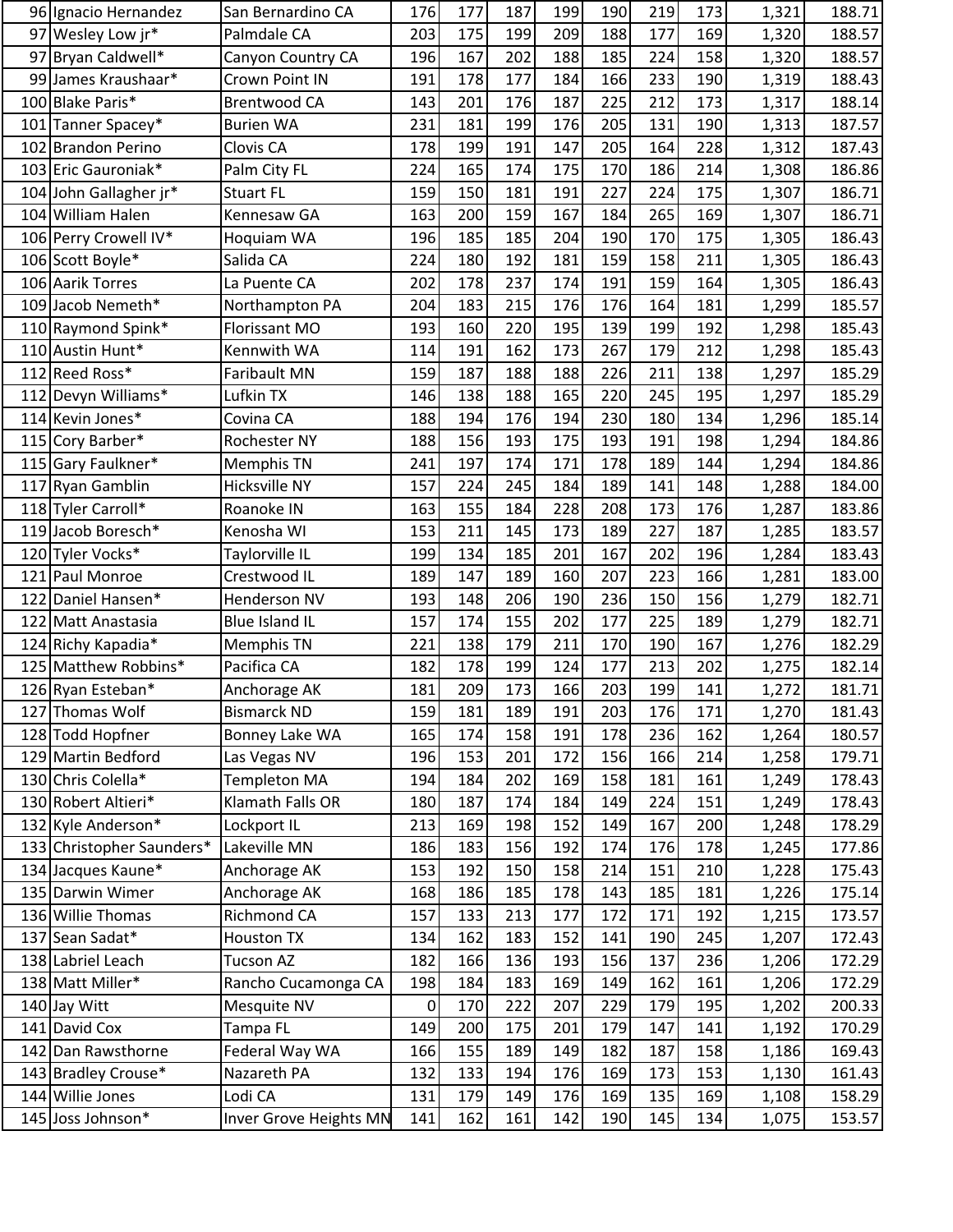| | | | | | | | | | | | |
|---|---|---|---|---|---|---|---|---|---|---|---|
| 96 | Ignacio Hernandez | San Bernardino CA | 176 | 177 | 187 | 199 | 190 | 219 | 173 | 1,321 | 188.71 |
| 97 | Wesley Low jr* | Palmdale CA | 203 | 175 | 199 | 209 | 188 | 177 | 169 | 1,320 | 188.57 |
| 97 | Bryan Caldwell* | Canyon Country CA | 196 | 167 | 202 | 188 | 185 | 224 | 158 | 1,320 | 188.57 |
| 99 | James Kraushaar* | Crown Point IN | 191 | 178 | 177 | 184 | 166 | 233 | 190 | 1,319 | 188.43 |
| 100 | Blake Paris* | Brentwood CA | 143 | 201 | 176 | 187 | 225 | 212 | 173 | 1,317 | 188.14 |
| 101 | Tanner Spacey* | Burien WA | 231 | 181 | 199 | 176 | 205 | 131 | 190 | 1,313 | 187.57 |
| 102 | Brandon Perino | Clovis CA | 178 | 199 | 191 | 147 | 205 | 164 | 228 | 1,312 | 187.43 |
| 103 | Eric Gauroniak* | Palm City FL | 224 | 165 | 174 | 175 | 170 | 186 | 214 | 1,308 | 186.86 |
| 104 | John Gallagher jr* | Stuart FL | 159 | 150 | 181 | 191 | 227 | 224 | 175 | 1,307 | 186.71 |
| 104 | William Halen | Kennesaw GA | 163 | 200 | 159 | 167 | 184 | 265 | 169 | 1,307 | 186.71 |
| 106 | Perry Crowell IV* | Hoquiam WA | 196 | 185 | 185 | 204 | 190 | 170 | 175 | 1,305 | 186.43 |
| 106 | Scott Boyle* | Salida CA | 224 | 180 | 192 | 181 | 159 | 158 | 211 | 1,305 | 186.43 |
| 106 | Aarik Torres | La Puente CA | 202 | 178 | 237 | 174 | 191 | 159 | 164 | 1,305 | 186.43 |
| 109 | Jacob Nemeth* | Northampton PA | 204 | 183 | 215 | 176 | 176 | 164 | 181 | 1,299 | 185.57 |
| 110 | Raymond Spink* | Florissant MO | 193 | 160 | 220 | 195 | 139 | 199 | 192 | 1,298 | 185.43 |
| 110 | Austin Hunt* | Kennwith WA | 114 | 191 | 162 | 173 | 267 | 179 | 212 | 1,298 | 185.43 |
| 112 | Reed Ross* | Faribault MN | 159 | 187 | 188 | 188 | 226 | 211 | 138 | 1,297 | 185.29 |
| 112 | Devyn Williams* | Lufkin TX | 146 | 138 | 188 | 165 | 220 | 245 | 195 | 1,297 | 185.29 |
| 114 | Kevin Jones* | Covina CA | 188 | 194 | 176 | 194 | 230 | 180 | 134 | 1,296 | 185.14 |
| 115 | Cory Barber* | Rochester NY | 188 | 156 | 193 | 175 | 193 | 191 | 198 | 1,294 | 184.86 |
| 115 | Gary Faulkner* | Memphis TN | 241 | 197 | 174 | 171 | 178 | 189 | 144 | 1,294 | 184.86 |
| 117 | Ryan Gamblin | Hicksville NY | 157 | 224 | 245 | 184 | 189 | 141 | 148 | 1,288 | 184.00 |
| 118 | Tyler Carroll* | Roanoke IN | 163 | 155 | 184 | 228 | 208 | 173 | 176 | 1,287 | 183.86 |
| 119 | Jacob Boresch* | Kenosha WI | 153 | 211 | 145 | 173 | 189 | 227 | 187 | 1,285 | 183.57 |
| 120 | Tyler Vocks* | Taylorville IL | 199 | 134 | 185 | 201 | 167 | 202 | 196 | 1,284 | 183.43 |
| 121 | Paul Monroe | Crestwood IL | 189 | 147 | 189 | 160 | 207 | 223 | 166 | 1,281 | 183.00 |
| 122 | Daniel Hansen* | Henderson NV | 193 | 148 | 206 | 190 | 236 | 150 | 156 | 1,279 | 182.71 |
| 122 | Matt Anastasia | Blue Island IL | 157 | 174 | 155 | 202 | 177 | 225 | 189 | 1,279 | 182.71 |
| 124 | Richy Kapadia* | Memphis TN | 221 | 138 | 179 | 211 | 170 | 190 | 167 | 1,276 | 182.29 |
| 125 | Matthew Robbins* | Pacifica CA | 182 | 178 | 199 | 124 | 177 | 213 | 202 | 1,275 | 182.14 |
| 126 | Ryan Esteban* | Anchorage AK | 181 | 209 | 173 | 166 | 203 | 199 | 141 | 1,272 | 181.71 |
| 127 | Thomas Wolf | Bismarck ND | 159 | 181 | 189 | 191 | 203 | 176 | 171 | 1,270 | 181.43 |
| 128 | Todd Hopfner | Bonney Lake WA | 165 | 174 | 158 | 191 | 178 | 236 | 162 | 1,264 | 180.57 |
| 129 | Martin Bedford | Las Vegas NV | 196 | 153 | 201 | 172 | 156 | 166 | 214 | 1,258 | 179.71 |
| 130 | Chris Colella* | Templeton MA | 194 | 184 | 202 | 169 | 158 | 181 | 161 | 1,249 | 178.43 |
| 130 | Robert Altieri* | Klamath Falls OR | 180 | 187 | 174 | 184 | 149 | 224 | 151 | 1,249 | 178.43 |
| 132 | Kyle Anderson* | Lockport IL | 213 | 169 | 198 | 152 | 149 | 167 | 200 | 1,248 | 178.29 |
| 133 | Christopher Saunders* | Lakeville MN | 186 | 183 | 156 | 192 | 174 | 176 | 178 | 1,245 | 177.86 |
| 134 | Jacques Kaune* | Anchorage AK | 153 | 192 | 150 | 158 | 214 | 151 | 210 | 1,228 | 175.43 |
| 135 | Darwin Wimer | Anchorage AK | 168 | 186 | 185 | 178 | 143 | 185 | 181 | 1,226 | 175.14 |
| 136 | Willie Thomas | Richmond CA | 157 | 133 | 213 | 177 | 172 | 171 | 192 | 1,215 | 173.57 |
| 137 | Sean Sadat* | Houston TX | 134 | 162 | 183 | 152 | 141 | 190 | 245 | 1,207 | 172.43 |
| 138 | Labriel Leach | Tucson AZ | 182 | 166 | 136 | 193 | 156 | 137 | 236 | 1,206 | 172.29 |
| 138 | Matt Miller* | Rancho Cucamonga CA | 198 | 184 | 183 | 169 | 149 | 162 | 161 | 1,206 | 172.29 |
| 140 | Jay Witt | Mesquite NV | 0 | 170 | 222 | 207 | 229 | 179 | 195 | 1,202 | 200.33 |
| 141 | David Cox | Tampa FL | 149 | 200 | 175 | 201 | 179 | 147 | 141 | 1,192 | 170.29 |
| 142 | Dan Rawsthorne | Federal Way WA | 166 | 155 | 189 | 149 | 182 | 187 | 158 | 1,186 | 169.43 |
| 143 | Bradley Crouse* | Nazareth PA | 132 | 133 | 194 | 176 | 169 | 173 | 153 | 1,130 | 161.43 |
| 144 | Willie Jones | Lodi CA | 131 | 179 | 149 | 176 | 169 | 135 | 169 | 1,108 | 158.29 |
| 145 | Joss Johnson* | Inver Grove Heights MN | 141 | 162 | 161 | 142 | 190 | 145 | 134 | 1,075 | 153.57 |